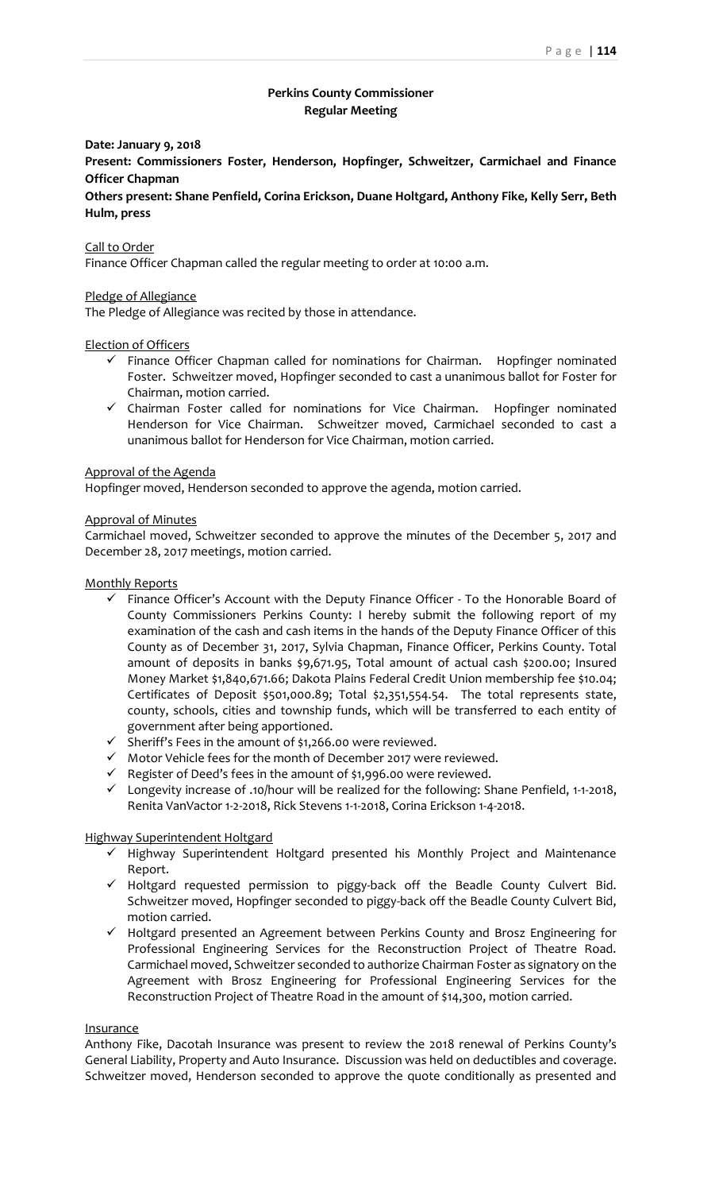**Perkins County Commissioner**
**Regular Meeting**

**Date: January 9, 2018**

**Present: Commissioners Foster, Henderson, Hopfinger, Schweitzer, Carmichael and Finance Officer Chapman**

**Others present: Shane Penfield, Corina Erickson, Duane Holtgard, Anthony Fike, Kelly Serr, Beth Hulm, press**

Call to Order

Finance Officer Chapman called the regular meeting to order at 10:00 a.m.

Pledge of Allegiance

The Pledge of Allegiance was recited by those in attendance.

Election of Officers

- ✓ Finance Officer Chapman called for nominations for Chairman. Hopfinger nominated Foster. Schweitzer moved, Hopfinger seconded to cast a unanimous ballot for Foster for Chairman, motion carried.
- ✓ Chairman Foster called for nominations for Vice Chairman. Hopfinger nominated Henderson for Vice Chairman. Schweitzer moved, Carmichael seconded to cast a unanimous ballot for Henderson for Vice Chairman, motion carried.

Approval of the Agenda

Hopfinger moved, Henderson seconded to approve the agenda, motion carried.

Approval of Minutes

Carmichael moved, Schweitzer seconded to approve the minutes of the December 5, 2017 and December 28, 2017 meetings, motion carried.

Monthly Reports

- ✓ Finance Officer's Account with the Deputy Finance Officer - To the Honorable Board of County Commissioners Perkins County: I hereby submit the following report of my examination of the cash and cash items in the hands of the Deputy Finance Officer of this County as of December 31, 2017, Sylvia Chapman, Finance Officer, Perkins County. Total amount of deposits in banks $9,671.95, Total amount of actual cash $200.00; Insured Money Market $1,840,671.66; Dakota Plains Federal Credit Union membership fee $10.04; Certificates of Deposit $501,000.89; Total $2,351,554.54. The total represents state, county, schools, cities and township funds, which will be transferred to each entity of government after being apportioned.
- ✓ Sheriff's Fees in the amount of $1,266.00 were reviewed.
- ✓ Motor Vehicle fees for the month of December 2017 were reviewed.
- ✓ Register of Deed's fees in the amount of $1,996.00 were reviewed.
- ✓ Longevity increase of .10/hour will be realized for the following: Shane Penfield, 1-1-2018, Renita VanVactor 1-2-2018, Rick Stevens 1-1-2018, Corina Erickson 1-4-2018.

Highway Superintendent Holtgard

- ✓ Highway Superintendent Holtgard presented his Monthly Project and Maintenance Report.
- ✓ Holtgard requested permission to piggy-back off the Beadle County Culvert Bid. Schweitzer moved, Hopfinger seconded to piggy-back off the Beadle County Culvert Bid, motion carried.
- ✓ Holtgard presented an Agreement between Perkins County and Brosz Engineering for Professional Engineering Services for the Reconstruction Project of Theatre Road. Carmichael moved, Schweitzer seconded to authorize Chairman Foster as signatory on the Agreement with Brosz Engineering for Professional Engineering Services for the Reconstruction Project of Theatre Road in the amount of $14,300, motion carried.

Insurance

Anthony Fike, Dacotah Insurance was present to review the 2018 renewal of Perkins County's General Liability, Property and Auto Insurance. Discussion was held on deductibles and coverage. Schweitzer moved, Henderson seconded to approve the quote conditionally as presented and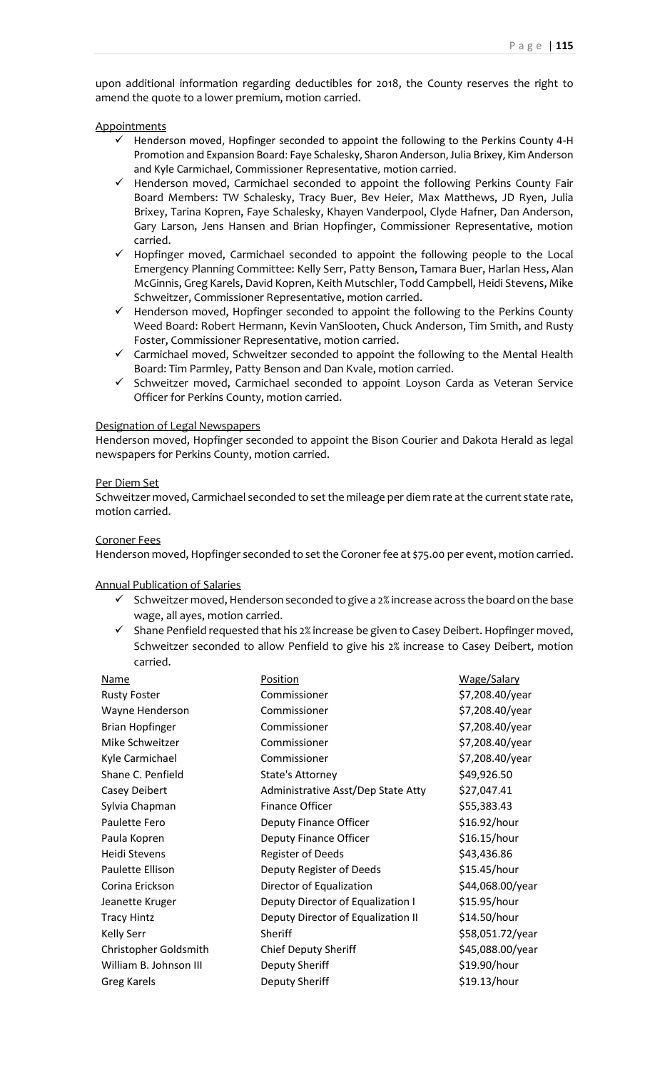upon additional information regarding deductibles for 2018, the County reserves the right to amend the quote to a lower premium, motion carried.

Appointments

- ✓ Henderson moved, Hopfinger seconded to appoint the following to the Perkins County 4-H Promotion and Expansion Board: Faye Schalesky, Sharon Anderson, Julia Brixey, Kim Anderson and Kyle Carmichael, Commissioner Representative, motion carried.
- ✓ Henderson moved, Carmichael seconded to appoint the following Perkins County Fair Board Members: TW Schalesky, Tracy Buer, Bev Heier, Max Matthews, JD Ryen, Julia Brixey, Tarina Kopren, Faye Schalesky, Khayen Vanderpool, Clyde Hafner, Dan Anderson, Gary Larson, Jens Hansen and Brian Hopfinger, Commissioner Representative, motion carried.
- ✓ Hopfinger moved, Carmichael seconded to appoint the following people to the Local Emergency Planning Committee: Kelly Serr, Patty Benson, Tamara Buer, Harlan Hess, Alan McGinnis, Greg Karels, David Kopren, Keith Mutschler, Todd Campbell, Heidi Stevens, Mike Schweitzer, Commissioner Representative, motion carried.
- ✓ Henderson moved, Hopfinger seconded to appoint the following to the Perkins County Weed Board: Robert Hermann, Kevin VanSlooten, Chuck Anderson, Tim Smith, and Rusty Foster, Commissioner Representative, motion carried.
- ✓ Carmichael moved, Schweitzer seconded to appoint the following to the Mental Health Board: Tim Parmley, Patty Benson and Dan Kvale, motion carried.
- ✓ Schweitzer moved, Carmichael seconded to appoint Loyson Carda as Veteran Service Officer for Perkins County, motion carried.

Designation of Legal Newspapers

Henderson moved, Hopfinger seconded to appoint the Bison Courier and Dakota Herald as legal newspapers for Perkins County, motion carried.

Per Diem Set

Schweitzer moved, Carmichael seconded to set the mileage per diem rate at the current state rate, motion carried.

Coroner Fees

Henderson moved, Hopfinger seconded to set the Coroner fee at $75.00 per event, motion carried.

Annual Publication of Salaries

- ✓ Schweitzer moved, Henderson seconded to give a 2% increase across the board on the base wage, all ayes, motion carried.
- ✓ Shane Penfield requested that his 2% increase be given to Casey Deibert. Hopfinger moved, Schweitzer seconded to allow Penfield to give his 2% increase to Casey Deibert, motion carried.

| Name | Position | Wage/Salary |
|---|---|---|
| Rusty Foster | Commissioner | $7,208.40/year |
| Wayne Henderson | Commissioner | $7,208.40/year |
| Brian Hopfinger | Commissioner | $7,208.40/year |
| Mike Schweitzer | Commissioner | $7,208.40/year |
| Kyle Carmichael | Commissioner | $7,208.40/year |
| Shane C. Penfield | State's Attorney | $49,926.50 |
| Casey Deibert | Administrative Asst/Dep State Atty | $27,047.41 |
| Sylvia Chapman | Finance Officer | $55,383.43 |
| Paulette Fero | Deputy Finance Officer | $16.92/hour |
| Paula Kopren | Deputy Finance Officer | $16.15/hour |
| Heidi Stevens | Register of Deeds | $43,436.86 |
| Paulette Ellison | Deputy Register of Deeds | $15.45/hour |
| Corina Erickson | Director of Equalization | $44,068.00/year |
| Jeanette Kruger | Deputy Director of Equalization I | $15.95/hour |
| Tracy Hintz | Deputy Director of Equalization II | $14.50/hour |
| Kelly Serr | Sheriff | $58,051.72/year |
| Christopher Goldsmith | Chief Deputy Sheriff | $45,088.00/year |
| William B. Johnson III | Deputy Sheriff | $19.90/hour |
| Greg Karels | Deputy Sheriff | $19.13/hour |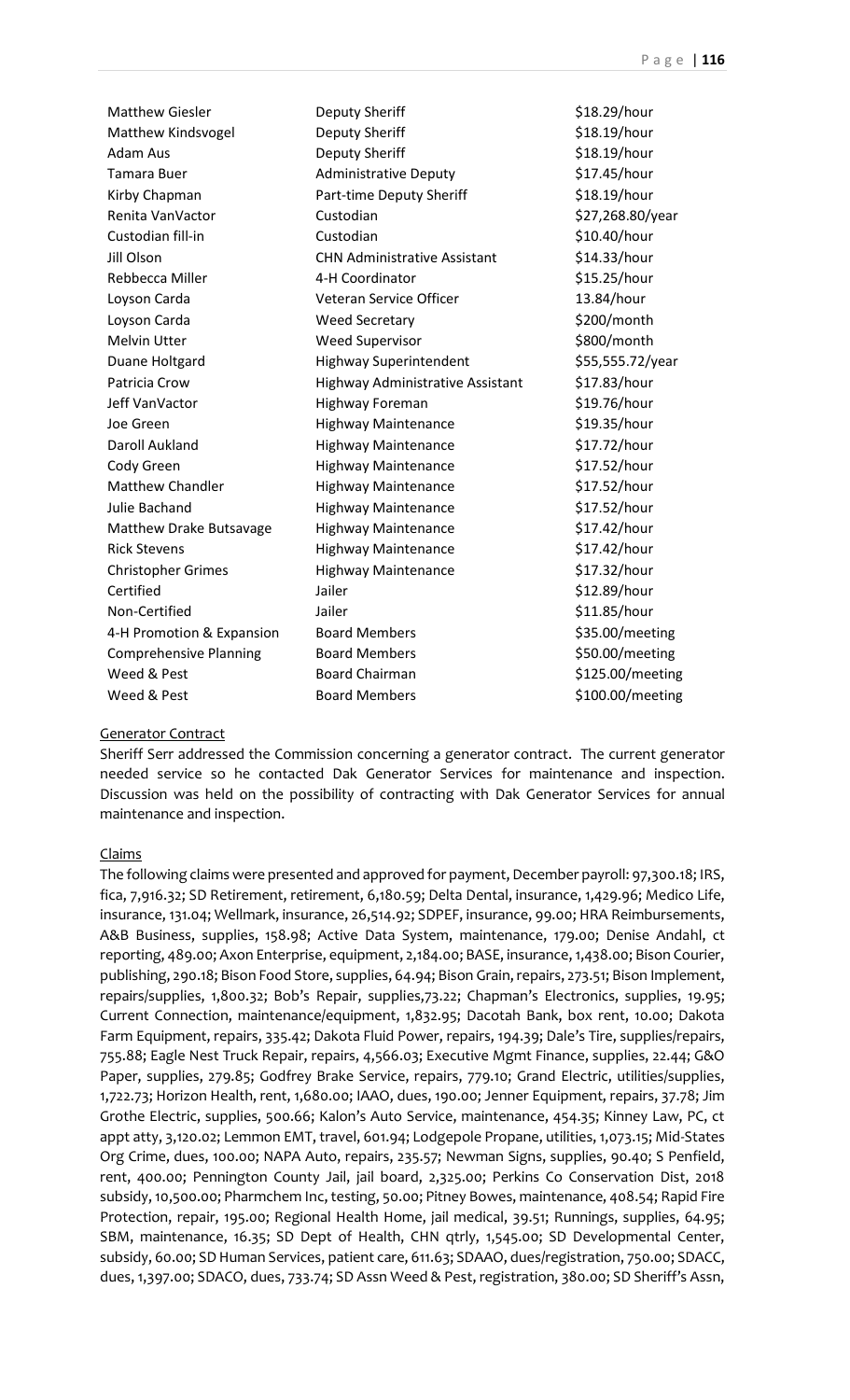| | | |
|---|---|---|
| Matthew Giesler | Deputy Sheriff | $18.29/hour |
| Matthew Kindsvogel | Deputy Sheriff | $18.19/hour |
| Adam Aus | Deputy Sheriff | $18.19/hour |
| Tamara Buer | Administrative Deputy | $17.45/hour |
| Kirby Chapman | Part-time Deputy Sheriff | $18.19/hour |
| Renita VanVactor | Custodian | $27,268.80/year |
| Custodian fill-in | Custodian | $10.40/hour |
| Jill Olson | CHN Administrative Assistant | $14.33/hour |
| Rebbecca Miller | 4-H Coordinator | $15.25/hour |
| Loyson Carda | Veteran Service Officer | 13.84/hour |
| Loyson Carda | Weed Secretary | $200/month |
| Melvin Utter | Weed Supervisor | $800/month |
| Duane Holtgard | Highway Superintendent | $55,555.72/year |
| Patricia Crow | Highway Administrative Assistant | $17.83/hour |
| Jeff VanVactor | Highway Foreman | $19.76/hour |
| Joe Green | Highway Maintenance | $19.35/hour |
| Daroll Aukland | Highway Maintenance | $17.72/hour |
| Cody Green | Highway Maintenance | $17.52/hour |
| Matthew Chandler | Highway Maintenance | $17.52/hour |
| Julie Bachand | Highway Maintenance | $17.52/hour |
| Matthew Drake Butsavage | Highway Maintenance | $17.42/hour |
| Rick Stevens | Highway Maintenance | $17.42/hour |
| Christopher Grimes | Highway Maintenance | $17.32/hour |
| Certified | Jailer | $12.89/hour |
| Non-Certified | Jailer | $11.85/hour |
| 4-H Promotion & Expansion | Board Members | $35.00/meeting |
| Comprehensive Planning | Board Members | $50.00/meeting |
| Weed & Pest | Board Chairman | $125.00/meeting |
| Weed & Pest | Board Members | $100.00/meeting |

Generator Contract

Sheriff Serr addressed the Commission concerning a generator contract. The current generator needed service so he contacted Dak Generator Services for maintenance and inspection. Discussion was held on the possibility of contracting with Dak Generator Services for annual maintenance and inspection.

Claims

The following claims were presented and approved for payment, December payroll: 97,300.18; IRS, fica, 7,916.32; SD Retirement, retirement, 6,180.59; Delta Dental, insurance, 1,429.96; Medico Life, insurance, 131.04; Wellmark, insurance, 26,514.92; SDPEF, insurance, 99.00; HRA Reimbursements, A&B Business, supplies, 158.98; Active Data System, maintenance, 179.00; Denise Andahl, ct reporting, 489.00; Axon Enterprise, equipment, 2,184.00; BASE, insurance, 1,438.00; Bison Courier, publishing, 290.18; Bison Food Store, supplies, 64.94; Bison Grain, repairs, 273.51; Bison Implement, repairs/supplies, 1,800.32; Bob's Repair, supplies,73.22; Chapman's Electronics, supplies, 19.95; Current Connection, maintenance/equipment, 1,832.95; Dacotah Bank, box rent, 10.00; Dakota Farm Equipment, repairs, 335.42; Dakota Fluid Power, repairs, 194.39; Dale's Tire, supplies/repairs, 755.88; Eagle Nest Truck Repair, repairs, 4,566.03; Executive Mgmt Finance, supplies, 22.44; G&O Paper, supplies, 279.85; Godfrey Brake Service, repairs, 779.10; Grand Electric, utilities/supplies, 1,722.73; Horizon Health, rent, 1,680.00; IAAO, dues, 190.00; Jenner Equipment, repairs, 37.78; Jim Grothe Electric, supplies, 500.66; Kalon's Auto Service, maintenance, 454.35; Kinney Law, PC, ct appt atty, 3,120.02; Lemmon EMT, travel, 601.94; Lodgepole Propane, utilities, 1,073.15; Mid-States Org Crime, dues, 100.00; NAPA Auto, repairs, 235.57; Newman Signs, supplies, 90.40; S Penfield, rent, 400.00; Pennington County Jail, jail board, 2,325.00; Perkins Co Conservation Dist, 2018 subsidy, 10,500.00; Pharmchem Inc, testing, 50.00; Pitney Bowes, maintenance, 408.54; Rapid Fire Protection, repair, 195.00; Regional Health Home, jail medical, 39.51; Runnings, supplies, 64.95; SBM, maintenance, 16.35; SD Dept of Health, CHN qtrly, 1,545.00; SD Developmental Center, subsidy, 60.00; SD Human Services, patient care, 611.63; SDAAO, dues/registration, 750.00; SDACC, dues, 1,397.00; SDACO, dues, 733.74; SD Assn Weed & Pest, registration, 380.00; SD Sheriff's Assn,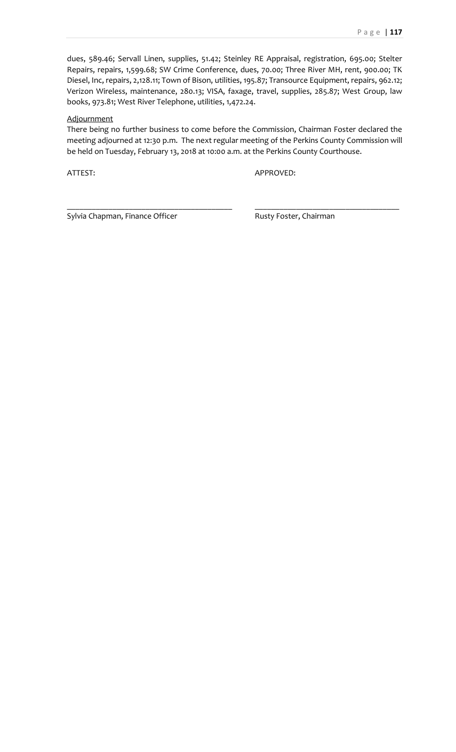dues, 589.46; Servall Linen, supplies, 51.42; Steinley RE Appraisal, registration, 695.00; Stelter Repairs, repairs, 1,599.68; SW Crime Conference, dues, 70.00; Three River MH, rent, 900.00; TK Diesel, Inc, repairs, 2,128.11; Town of Bison, utilities, 195.87; Transource Equipment, repairs, 962.12; Verizon Wireless, maintenance, 280.13; VISA, faxage, travel, supplies, 285.87; West Group, law books, 973.81; West River Telephone, utilities, 1,472.24.

Adjournment

There being no further business to come before the Commission, Chairman Foster declared the meeting adjourned at 12:30 p.m. The next regular meeting of the Perkins County Commission will be held on Tuesday, February 13, 2018 at 10:00 a.m. at the Perkins County Courthouse.

ATTEST: APPROVED:

\_\_\_\_\_\_\_\_\_\_\_\_\_\_\_\_\_\_\_\_\_\_\_\_\_\_\_\_\_\_\_\_\_\_\_\_\_\_\_\_ \_\_\_\_\_\_\_\_\_\_\_\_\_\_\_\_\_\_\_\_\_\_\_\_\_\_\_\_\_\_\_\_\_\_\_

Sylvia Chapman, Finance Officer Rusty Foster, Chairman